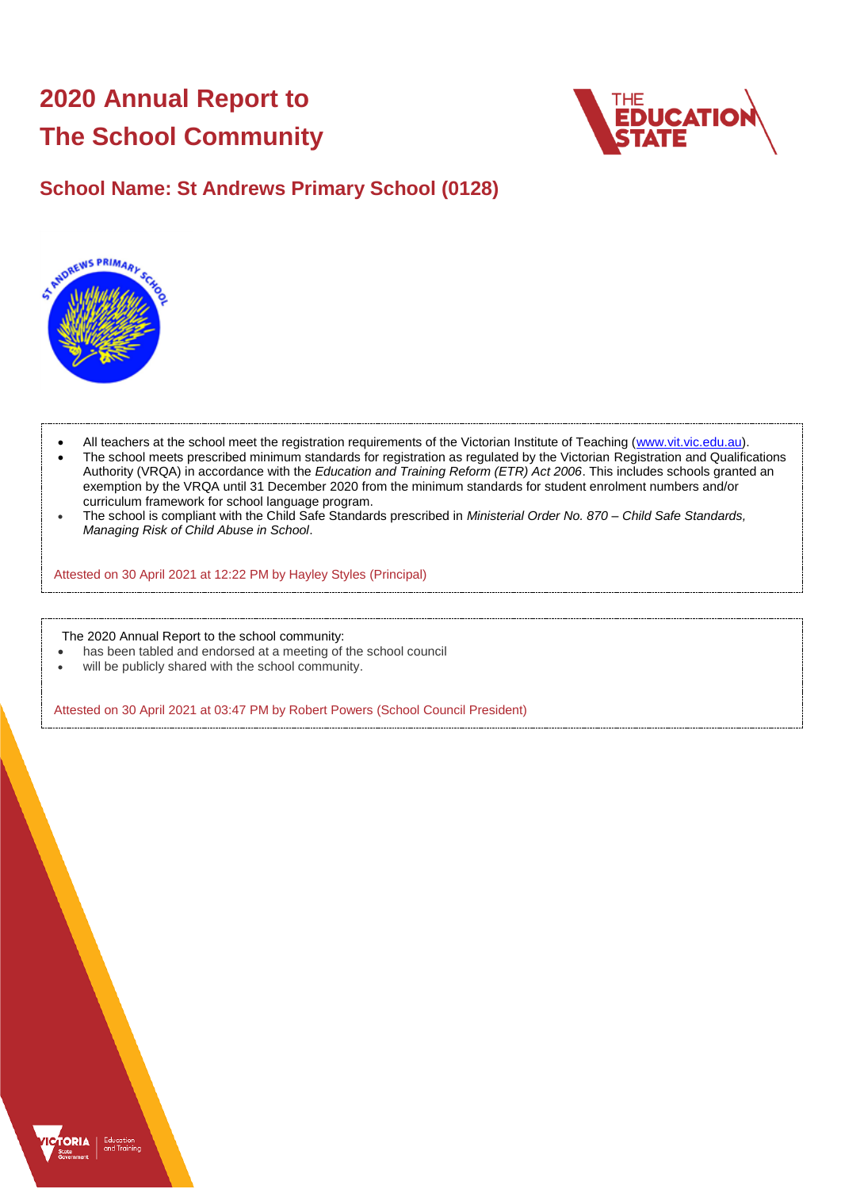# 2020 Annual Report to The School Community

## School Name: St Andrews Primary School (0128)

- All teachers at the school meet the registration requirements of the Victorian Institute of Teaching (www.vit.vic.edu.au).
- The school meets prescribed minimum standards for registration as regulated by the Victorian Registration and Qualifications Authority (VRQA) in accordance with the *Education and Training Reform (ETR) Act 2006*. This includes schools granted an exemption by the VRQA until 31 December 2020 from the minimum standards for student enrolment numbers and/or curriculum framework for school language program.
- The school is compliant with the Child Safe Standards prescribed in *Ministerial Order No. 870 – Child Safe Standards, Managing Risk of Child Abuse in School*.

Attested on 30 April 2021 at 12:22 PM by Hayley Styles (Principal)

The 2020 Annual Report to the school community:

- has been tabled and endorsed at a meeting of the school council
- will be publicly shared with the school community.

Attested on 30 April 2021 at 03:47 PM by Robert Powers (School Council President)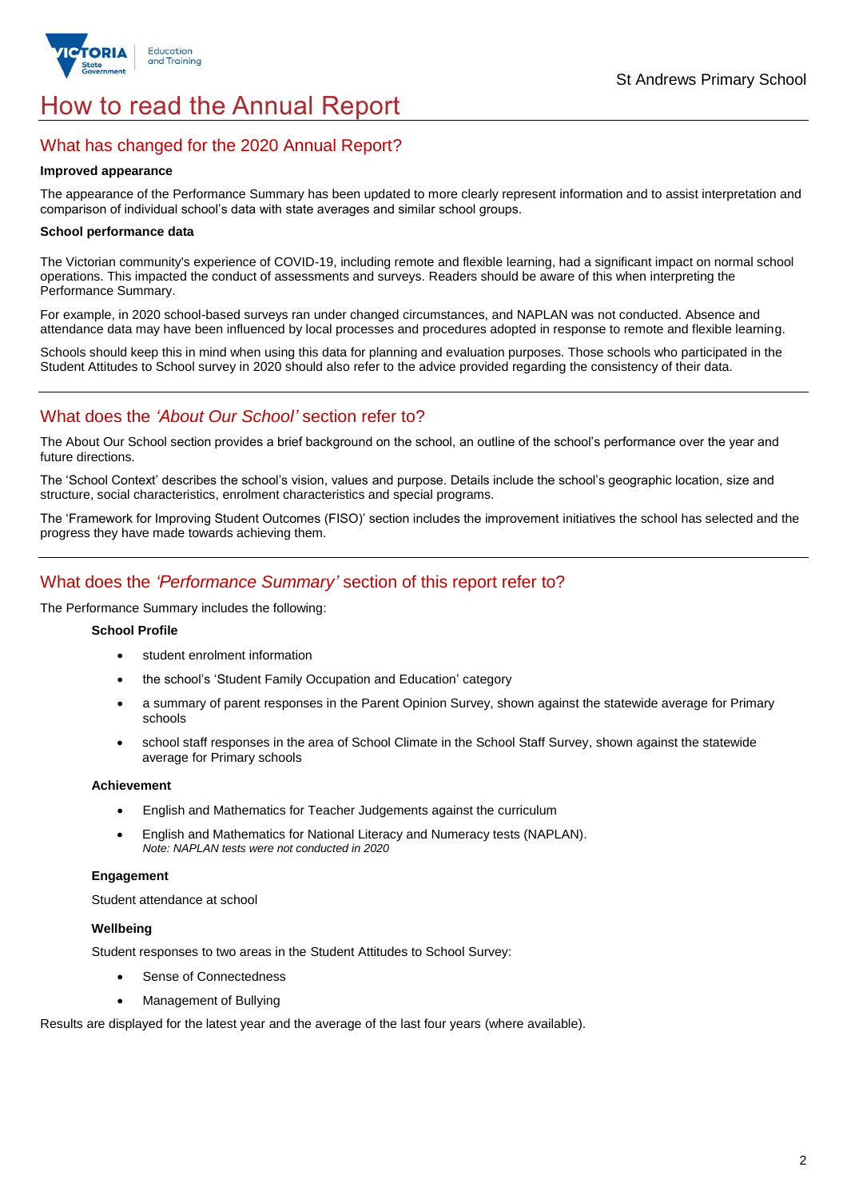# How to read the Annual Report

## What has changed for the 2020 Annual Report?

**Improved appearance**

The appearance of the Performance Summary has been updated to more clearly represent information and to assist interpretation and comparison of individual school's data with state averages and similar school groups.

**School performance data**

The Victorian community's experience of COVID-19, including remote and flexible learning, had a significant impact on normal school operations. This impacted the conduct of assessments and surveys. Readers should be aware of this when interpreting the Performance Summary.

For example, in 2020 school-based surveys ran under changed circumstances, and NAPLAN was not conducted. Absence and attendance data may have been influenced by local processes and procedures adopted in response to remote and flexible learning.

Schools should keep this in mind when using this data for planning and evaluation purposes. Those schools who participated in the Student Attitudes to School survey in 2020 should also refer to the advice provided regarding the consistency of their data.

## What does the *'About Our School'* section refer to?

The About Our School section provides a brief background on the school, an outline of the school's performance over the year and future directions.

The 'School Context' describes the school's vision, values and purpose. Details include the school's geographic location, size and structure, social characteristics, enrolment characteristics and special programs.

The 'Framework for Improving Student Outcomes (FISO)' section includes the improvement initiatives the school has selected and the progress they have made towards achieving them.

## What does the *'Performance Summary'* section of this report refer to?

The Performance Summary includes the following:

**School Profile**

- student enrolment information
- the school's 'Student Family Occupation and Education' category
- a summary of parent responses in the Parent Opinion Survey, shown against the statewide average for Primary schools
- school staff responses in the area of School Climate in the School Staff Survey, shown against the statewide average for Primary schools

**Achievement**

- English and Mathematics for Teacher Judgements against the curriculum
- English and Mathematics for National Literacy and Numeracy tests (NAPLAN).
  *Note: NAPLAN tests were not conducted in 2020*

**Engagement**

Student attendance at school

**Wellbeing**

Student responses to two areas in the Student Attitudes to School Survey:

- Sense of Connectedness
- Management of Bullying

Results are displayed for the latest year and the average of the last four years (where available).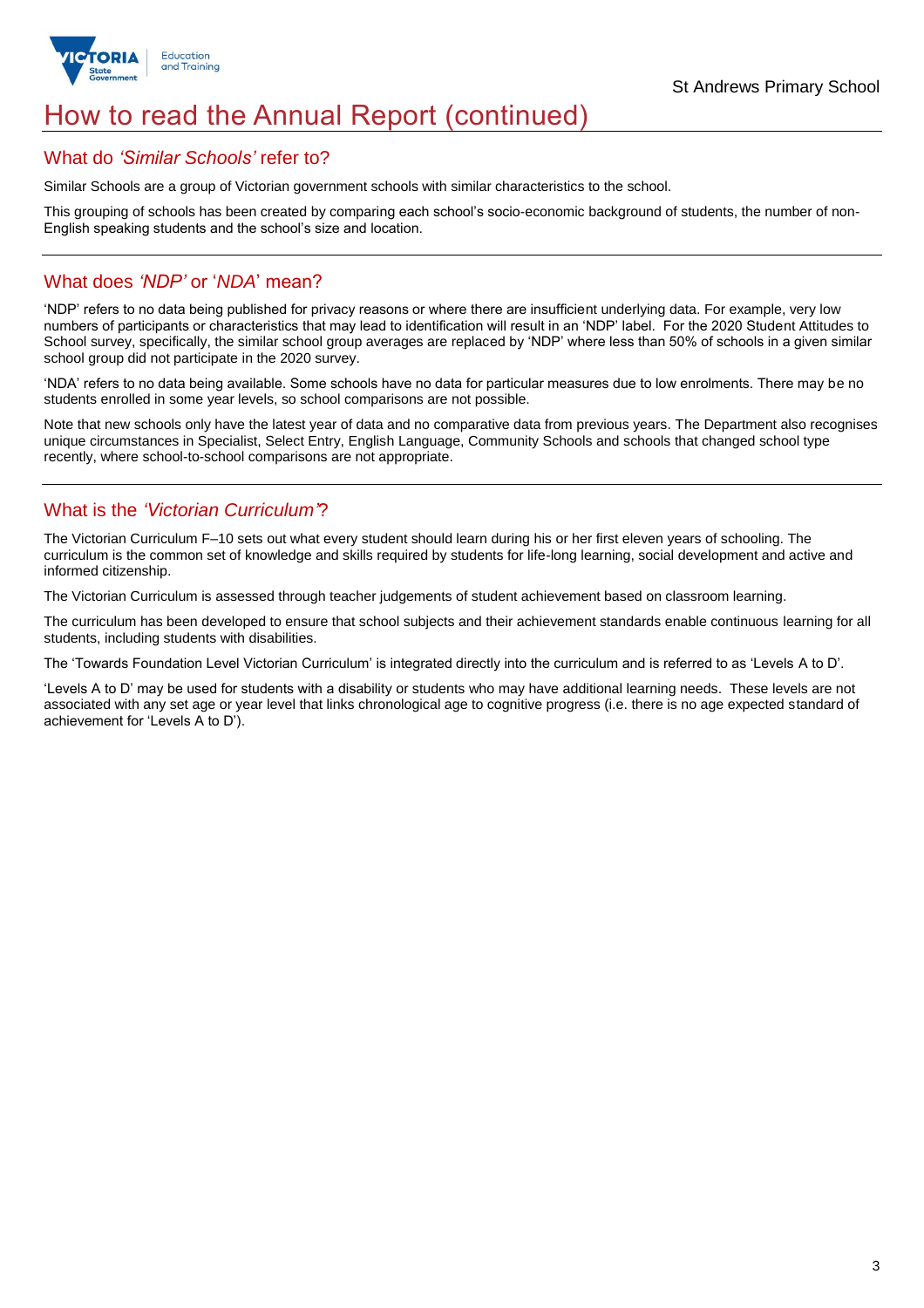# How to read the Annual Report (continued)

## What do *'Similar Schools'* refer to?

Similar Schools are a group of Victorian government schools with similar characteristics to the school.

This grouping of schools has been created by comparing each school's socio-economic background of students, the number of non-English speaking students and the school's size and location.

## What does *'NDP'* or '*NDA*' mean?

'NDP' refers to no data being published for privacy reasons or where there are insufficient underlying data. For example, very low numbers of participants or characteristics that may lead to identification will result in an 'NDP' label. For the 2020 Student Attitudes to School survey, specifically, the similar school group averages are replaced by 'NDP' where less than 50% of schools in a given similar school group did not participate in the 2020 survey.

'NDA' refers to no data being available. Some schools have no data for particular measures due to low enrolments. There may be no students enrolled in some year levels, so school comparisons are not possible.

Note that new schools only have the latest year of data and no comparative data from previous years. The Department also recognises unique circumstances in Specialist, Select Entry, English Language, Community Schools and schools that changed school type recently, where school-to-school comparisons are not appropriate.

## What is the *'Victorian Curriculum'*?

The Victorian Curriculum F–10 sets out what every student should learn during his or her first eleven years of schooling. The curriculum is the common set of knowledge and skills required by students for life-long learning, social development and active and informed citizenship.

The Victorian Curriculum is assessed through teacher judgements of student achievement based on classroom learning.

The curriculum has been developed to ensure that school subjects and their achievement standards enable continuous learning for all students, including students with disabilities.

The 'Towards Foundation Level Victorian Curriculum' is integrated directly into the curriculum and is referred to as 'Levels A to D'.

'Levels A to D' may be used for students with a disability or students who may have additional learning needs. These levels are not associated with any set age or year level that links chronological age to cognitive progress (i.e. there is no age expected standard of achievement for 'Levels A to D').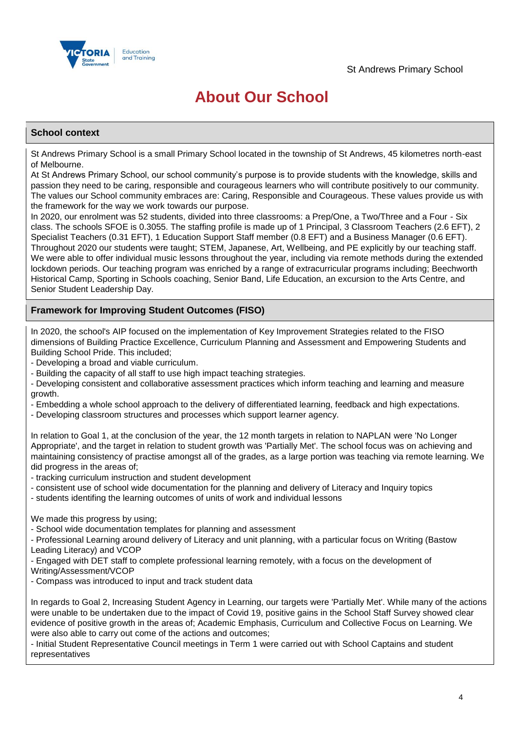St Andrews Primary School

# About Our School

## School context

St Andrews Primary School is a small Primary School located in the township of St Andrews, 45 kilometres north-east of Melbourne.
At St Andrews Primary School, our school community's purpose is to provide students with the knowledge, skills and passion they need to be caring, responsible and courageous learners who will contribute positively to our community. The values our School community embraces are: Caring, Responsible and Courageous. These values provide us with the framework for the way we work towards our purpose.
In 2020, our enrolment was 52 students, divided into three classrooms: a Prep/One, a Two/Three and a Four - Six class. The schools SFOE is 0.3055. The staffing profile is made up of 1 Principal, 3 Classroom Teachers (2.6 EFT), 2 Specialist Teachers (0.31 EFT), 1 Education Support Staff member (0.8 EFT) and a Business Manager (0.6 EFT). Throughout 2020 our students were taught; STEM, Japanese, Art, Wellbeing, and PE explicitly by our teaching staff. We were able to offer individual music lessons throughout the year, including via remote methods during the extended lockdown periods. Our teaching program was enriched by a range of extracurricular programs including; Beechworth Historical Camp, Sporting in Schools coaching, Senior Band, Life Education, an excursion to the Arts Centre, and Senior Student Leadership Day.

## Framework for Improving Student Outcomes (FISO)

In 2020, the school's AIP focused on the implementation of Key Improvement Strategies related to the FISO dimensions of Building Practice Excellence, Curriculum Planning and Assessment and Empowering Students and Building School Pride. This included;

- Developing a broad and viable curriculum.
- Building the capacity of all staff to use high impact teaching strategies.
- Developing consistent and collaborative assessment practices which inform teaching and learning and measure growth.
- Embedding a whole school approach to the delivery of differentiated learning, feedback and high expectations.
- Developing classroom structures and processes which support learner agency.

In relation to Goal 1, at the conclusion of the year, the 12 month targets in relation to NAPLAN were 'No Longer Appropriate', and the target in relation to student growth was 'Partially Met'. The school focus was on achieving and maintaining consistency of practise amongst all of the grades, as a large portion was teaching via remote learning. We did progress in the areas of;

- tracking curriculum instruction and student development
- consistent use of school wide documentation for the planning and delivery of Literacy and Inquiry topics
- students identifing the learning outcomes of units of work and individual lessons

We made this progress by using;

- School wide documentation templates for planning and assessment
- Professional Learning around delivery of Literacy and unit planning, with a particular focus on Writing (Bastow Leading Literacy) and VCOP
- Engaged with DET staff to complete professional learning remotely, with a focus on the development of Writing/Assessment/VCOP
- Compass was introduced to input and track student data

In regards to Goal 2, Increasing Student Agency in Learning, our targets were 'Partially Met'. While many of the actions were unable to be undertaken due to the impact of Covid 19, positive gains in the School Staff Survey showed clear evidence of positive growth in the areas of; Academic Emphasis, Curriculum and Collective Focus on Learning. We were also able to carry out come of the actions and outcomes;

- Initial Student Representative Council meetings in Term 1 were carried out with School Captains and student representatives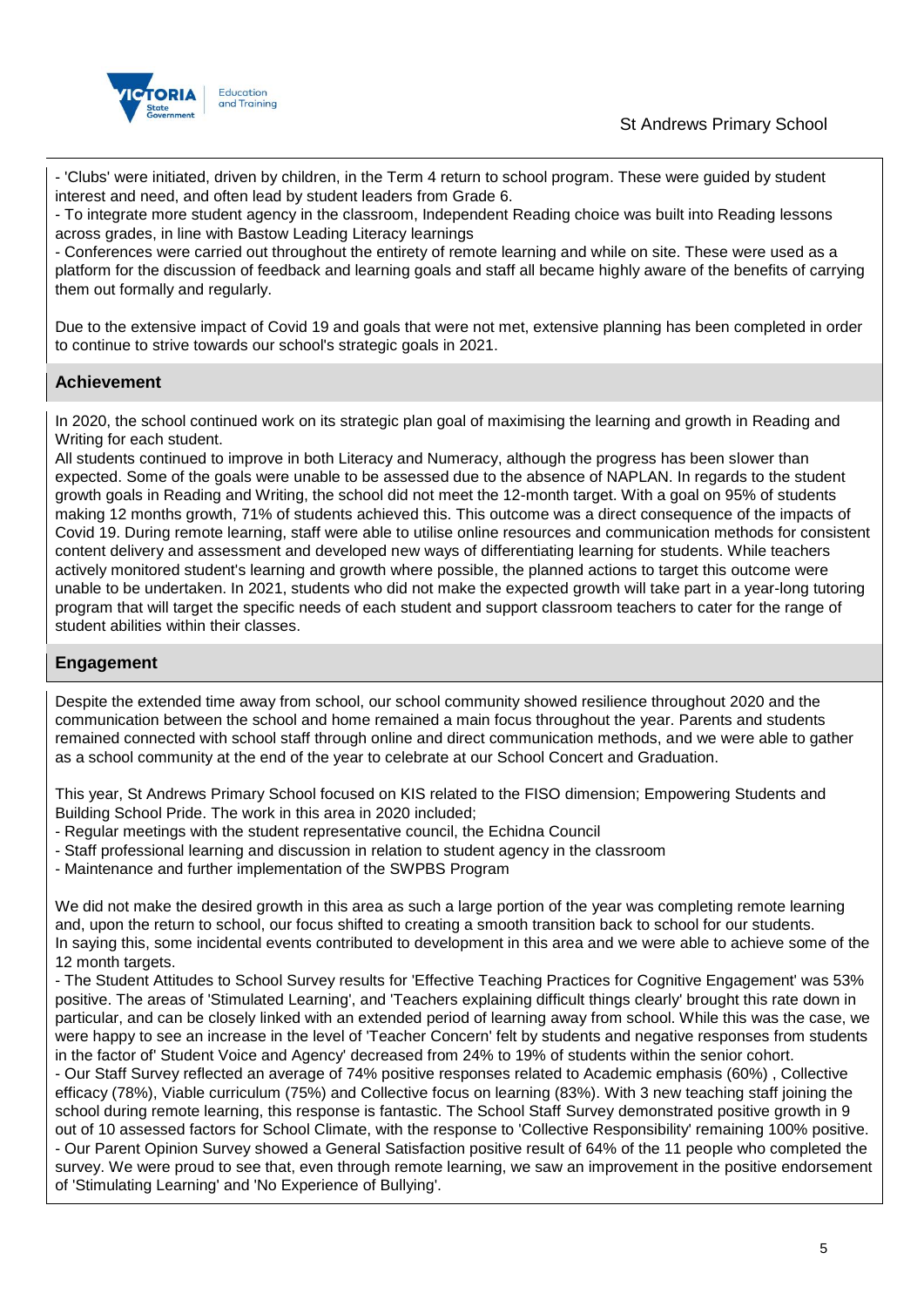- 'Clubs' were initiated, driven by children, in the Term 4 return to school program. These were guided by student interest and need, and often lead by student leaders from Grade 6.
- To integrate more student agency in the classroom, Independent Reading choice was built into Reading lessons across grades, in line with Bastow Leading Literacy learnings
- Conferences were carried out throughout the entirety of remote learning and while on site. These were used as a platform for the discussion of feedback and learning goals and staff all became highly aware of the benefits of carrying them out formally and regularly.

Due to the extensive impact of Covid 19 and goals that were not met, extensive planning has been completed in order to continue to strive towards our school's strategic goals in 2021.

## Achievement

In 2020, the school continued work on its strategic plan goal of maximising the learning and growth in Reading and Writing for each student.
All students continued to improve in both Literacy and Numeracy, although the progress has been slower than expected. Some of the goals were unable to be assessed due to the absence of NAPLAN. In regards to the student growth goals in Reading and Writing, the school did not meet the 12-month target. With a goal on 95% of students making 12 months growth, 71% of students achieved this. This outcome was a direct consequence of the impacts of Covid 19. During remote learning, staff were able to utilise online resources and communication methods for consistent content delivery and assessment and developed new ways of differentiating learning for students. While teachers actively monitored student's learning and growth where possible, the planned actions to target this outcome were unable to be undertaken. In 2021, students who did not make the expected growth will take part in a year-long tutoring program that will target the specific needs of each student and support classroom teachers to cater for the range of student abilities within their classes.

## Engagement

Despite the extended time away from school, our school community showed resilience throughout 2020 and the communication between the school and home remained a main focus throughout the year. Parents and students remained connected with school staff through online and direct communication methods, and we were able to gather as a school community at the end of the year to celebrate at our School Concert and Graduation.

This year, St Andrews Primary School focused on KIS related to the FISO dimension; Empowering Students and Building School Pride. The work in this area in 2020 included;
- Regular meetings with the student representative council, the Echidna Council
- Staff professional learning and discussion in relation to student agency in the classroom
- Maintenance and further implementation of the SWPBS Program

We did not make the desired growth in this area as such a large portion of the year was completing remote learning and, upon the return to school, our focus shifted to creating a smooth transition back to school for our students.
In saying this, some incidental events contributed to development in this area and we were able to achieve some of the 12 month targets.
- The Student Attitudes to School Survey results for 'Effective Teaching Practices for Cognitive Engagement' was 53% positive. The areas of 'Stimulated Learning', and 'Teachers explaining difficult things clearly' brought this rate down in particular, and can be closely linked with an extended period of learning away from school. While this was the case, we were happy to see an increase in the level of 'Teacher Concern' felt by students and negative responses from students in the factor of' Student Voice and Agency' decreased from 24% to 19% of students within the senior cohort.
- Our Staff Survey reflected an average of 74% positive responses related to Academic emphasis (60%) , Collective efficacy (78%), Viable curriculum (75%) and Collective focus on learning (83%). With 3 new teaching staff joining the school during remote learning, this response is fantastic. The School Staff Survey demonstrated positive growth in 9 out of 10 assessed factors for School Climate, with the response to 'Collective Responsibility' remaining 100% positive.
- Our Parent Opinion Survey showed a General Satisfaction positive result of 64% of the 11 people who completed the survey. We were proud to see that, even through remote learning, we saw an improvement in the positive endorsement of 'Stimulating Learning' and 'No Experience of Bullying'.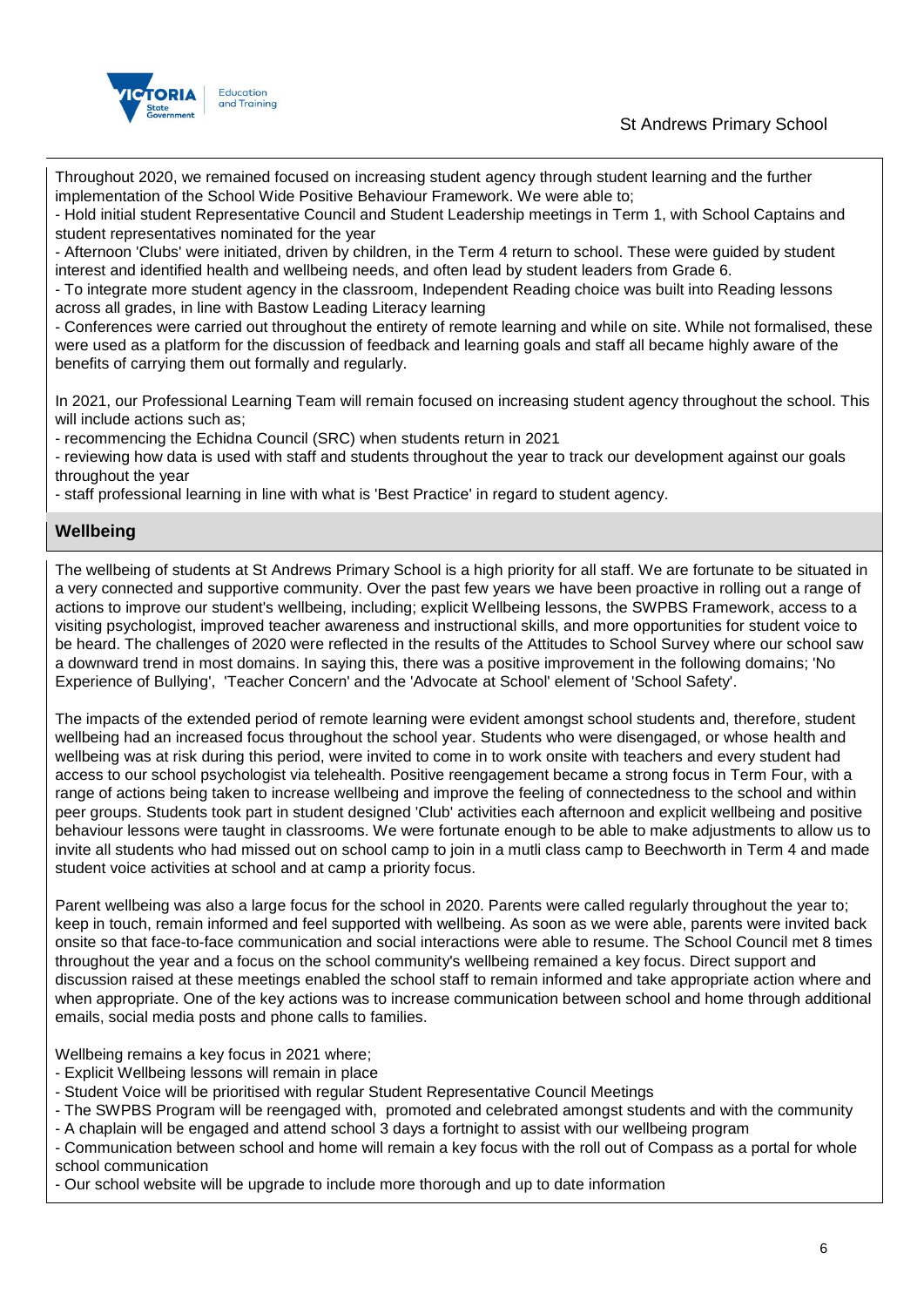Throughout 2020, we remained focused on increasing student agency through student learning and the further implementation of the School Wide Positive Behaviour Framework. We were able to;

- Hold initial student Representative Council and Student Leadership meetings in Term 1, with School Captains and student representatives nominated for the year
- Afternoon 'Clubs' were initiated, driven by children, in the Term 4 return to school. These were guided by student interest and identified health and wellbeing needs, and often lead by student leaders from Grade 6.
- To integrate more student agency in the classroom, Independent Reading choice was built into Reading lessons across all grades, in line with Bastow Leading Literacy learning
- Conferences were carried out throughout the entirety of remote learning and while on site. While not formalised, these were used as a platform for the discussion of feedback and learning goals and staff all became highly aware of the benefits of carrying them out formally and regularly.

In 2021, our Professional Learning Team will remain focused on increasing student agency throughout the school. This will include actions such as;

- recommencing the Echidna Council (SRC) when students return in 2021
- reviewing how data is used with staff and students throughout the year to track our development against our goals throughout the year
- staff professional learning in line with what is 'Best Practice' in regard to student agency.

## Wellbeing

The wellbeing of students at St Andrews Primary School is a high priority for all staff. We are fortunate to be situated in a very connected and supportive community. Over the past few years we have been proactive in rolling out a range of actions to improve our student's wellbeing, including; explicit Wellbeing lessons, the SWPBS Framework, access to a visiting psychologist, improved teacher awareness and instructional skills, and more opportunities for student voice to be heard. The challenges of 2020 were reflected in the results of the Attitudes to School Survey where our school saw a downward trend in most domains. In saying this, there was a positive improvement in the following domains; 'No Experience of Bullying', 'Teacher Concern' and the 'Advocate at School' element of 'School Safety'.

The impacts of the extended period of remote learning were evident amongst school students and, therefore, student wellbeing had an increased focus throughout the school year. Students who were disengaged, or whose health and wellbeing was at risk during this period, were invited to come in to work onsite with teachers and every student had access to our school psychologist via telehealth. Positive reengagement became a strong focus in Term Four, with a range of actions being taken to increase wellbeing and improve the feeling of connectedness to the school and within peer groups. Students took part in student designed 'Club' activities each afternoon and explicit wellbeing and positive behaviour lessons were taught in classrooms. We were fortunate enough to be able to make adjustments to allow us to invite all students who had missed out on school camp to join in a mutli class camp to Beechworth in Term 4 and made student voice activities at school and at camp a priority focus.

Parent wellbeing was also a large focus for the school in 2020. Parents were called regularly throughout the year to; keep in touch, remain informed and feel supported with wellbeing. As soon as we were able, parents were invited back onsite so that face-to-face communication and social interactions were able to resume. The School Council met 8 times throughout the year and a focus on the school community's wellbeing remained a key focus. Direct support and discussion raised at these meetings enabled the school staff to remain informed and take appropriate action where and when appropriate. One of the key actions was to increase communication between school and home through additional emails, social media posts and phone calls to families.

Wellbeing remains a key focus in 2021 where;

- Explicit Wellbeing lessons will remain in place
- Student Voice will be prioritised with regular Student Representative Council Meetings
- The SWPBS Program will be reengaged with, promoted and celebrated amongst students and with the community
- A chaplain will be engaged and attend school 3 days a fortnight to assist with our wellbeing program
- Communication between school and home will remain a key focus with the roll out of Compass as a portal for whole school communication
- Our school website will be upgrade to include more thorough and up to date information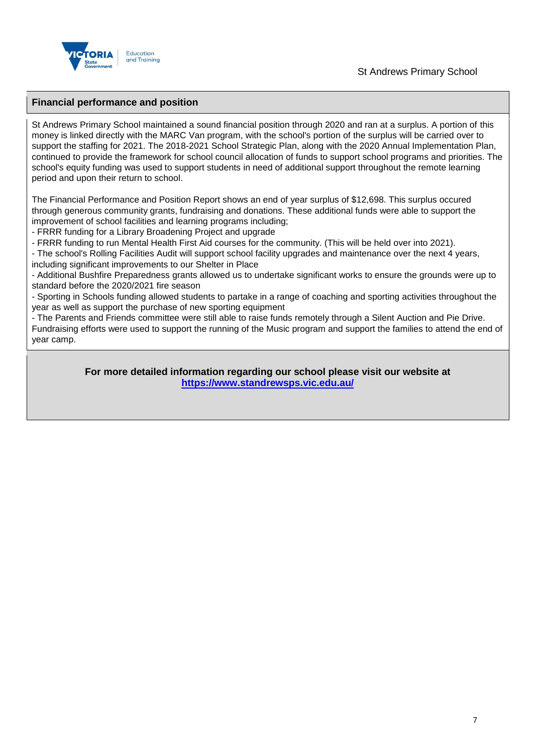## Financial performance and position

St Andrews Primary School maintained a sound financial position through 2020 and ran at a surplus. A portion of this money is linked directly with the MARC Van program, with the school's portion of the surplus will be carried over to support the staffing for 2021. The 2018-2021 School Strategic Plan, along with the 2020 Annual Implementation Plan, continued to provide the framework for school council allocation of funds to support school programs and priorities. The school's equity funding was used to support students in need of additional support throughout the remote learning period and upon their return to school.

The Financial Performance and Position Report shows an end of year surplus of $12,698. This surplus occured through generous community grants, fundraising and donations. These additional funds were able to support the improvement of school facilities and learning programs including;

- FRRR funding for a Library Broadening Project and upgrade
- FRRR funding to run Mental Health First Aid courses for the community. (This will be held over into 2021).
- The school's Rolling Facilities Audit will support school facility upgrades and maintenance over the next 4 years, including significant improvements to our Shelter in Place
- Additional Bushfire Preparedness grants allowed us to undertake significant works to ensure the grounds were up to standard before the 2020/2021 fire season
- Sporting in Schools funding allowed students to partake in a range of coaching and sporting activities throughout the year as well as support the purchase of new sporting equipment
- The Parents and Friends committee were still able to raise funds remotely through a Silent Auction and Pie Drive. Fundraising efforts were used to support the running of the Music program and support the families to attend the end of year camp.

**For more detailed information regarding our school please visit our website at [https://www.standrewsps.vic.edu.au/](https://www.standrewsps.vic.edu.au/)**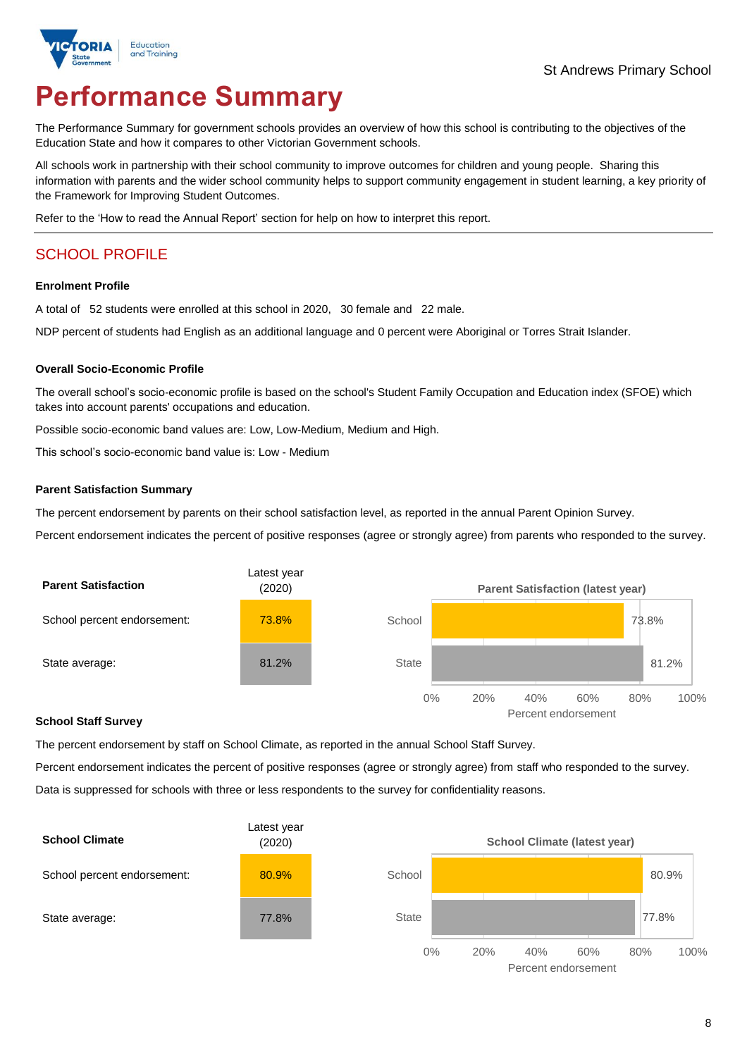St Andrews Primary School

# Performance Summary

The Performance Summary for government schools provides an overview of how this school is contributing to the objectives of the Education State and how it compares to other Victorian Government schools.

All schools work in partnership with their school community to improve outcomes for children and young people. Sharing this information with parents and the wider school community helps to support community engagement in student learning, a key priority of the Framework for Improving Student Outcomes.

Refer to the 'How to read the Annual Report' section for help on how to interpret this report.

## SCHOOL PROFILE

### Enrolment Profile

A total of 52 students were enrolled at this school in 2020, 30 female and 22 male.

NDP percent of students had English as an additional language and 0 percent were Aboriginal or Torres Strait Islander.

### Overall Socio-Economic Profile

The overall school's socio-economic profile is based on the school's Student Family Occupation and Education index (SFOE) which takes into account parents' occupations and education.

Possible socio-economic band values are: Low, Low-Medium, Medium and High.

This school's socio-economic band value is: Low - Medium

### Parent Satisfaction Summary

The percent endorsement by parents on their school satisfaction level, as reported in the annual Parent Opinion Survey.

Percent endorsement indicates the percent of positive responses (agree or strongly agree) from parents who responded to the survey.

| Parent Satisfaction | Latest year (2020) |
|---|---|
| School percent endorsement: | 73.8% |
| State average: | 81.2% |

**Parent Satisfaction (latest year)**

| | Percent endorsement |
|---|---|
| School | 73.8% |
| State | 81.2% |

### School Staff Survey

The percent endorsement by staff on School Climate, as reported in the annual School Staff Survey.

Percent endorsement indicates the percent of positive responses (agree or strongly agree) from staff who responded to the survey.

Data is suppressed for schools with three or less respondents to the survey for confidentiality reasons.

| School Climate | Latest year (2020) |
|---|---|
| School percent endorsement: | 80.9% |
| State average: | 77.8% |

**School Climate (latest year)**

| | Percent endorsement |
|---|---|
| School | 80.9% |
| State | 77.8% |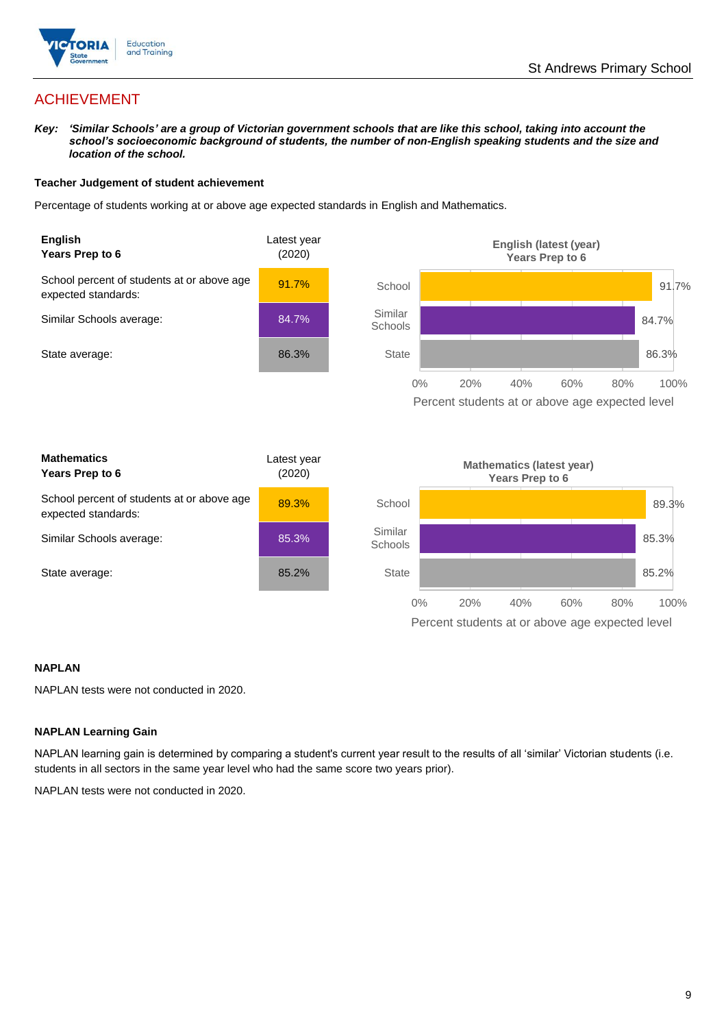## ACHIEVEMENT

***Key:*** ***'Similar Schools' are a group of Victorian government schools that are like this school, taking into account the school's socioeconomic background of students, the number of non-English speaking students and the size and location of the school.***

**Teacher Judgement of student achievement**

Percentage of students working at or above age expected standards in English and Mathematics.

| **English Years Prep to 6** | Latest year (2020) |
|---|---|
| School percent of students at or above age expected standards: | 91.7% |
| Similar Schools average: | 84.7% |
| State average: | 86.3% |

**English (latest (year) Years Prep to 6**

| | Percent students at or above age expected level |
|---|---|
| School | 91.7% |
| Similar Schools | 84.7% |
| State | 86.3% |

| **Mathematics Years Prep to 6** | Latest year (2020) |
|---|---|
| School percent of students at or above age expected standards: | 89.3% |
| Similar Schools average: | 85.3% |
| State average: | 85.2% |

**Mathematics (latest year) Years Prep to 6**

| | Percent students at or above age expected level |
|---|---|
| School | 89.3% |
| Similar Schools | 85.3% |
| State | 85.2% |

**NAPLAN**

NAPLAN tests were not conducted in 2020.

**NAPLAN Learning Gain**

NAPLAN learning gain is determined by comparing a student's current year result to the results of all 'similar' Victorian students (i.e. students in all sectors in the same year level who had the same score two years prior).

NAPLAN tests were not conducted in 2020.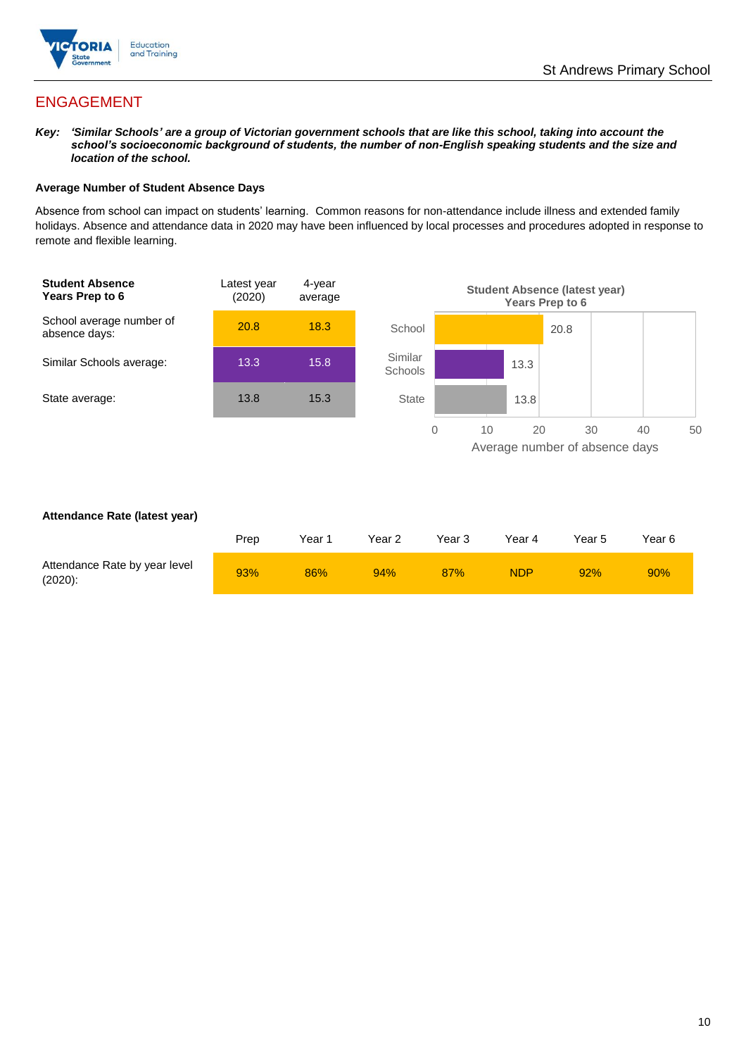## ENGAGEMENT

***Key:*** ***'Similar Schools' are a group of Victorian government schools that are like this school, taking into account the school's socioeconomic background of students, the number of non-English speaking students and the size and location of the school.***

**Average Number of Student Absence Days**

Absence from school can impact on students' learning. Common reasons for non-attendance include illness and extended family holidays. Absence and attendance data in 2020 may have been influenced by local processes and procedures adopted in response to remote and flexible learning.

| **Student Absence Years Prep to 6** | Latest year (2020) | 4-year average |
|---|---|---|
| School average number of absence days: | 20.8 | 18.3 |
| Similar Schools average: | 13.3 | 15.8 |
| State average: | 13.8 | 15.3 |

**Student Absence (latest year) Years Prep to 6**

| | Average number of absence days |
|---|---|
| School | 20.8 |
| Similar Schools | 13.3 |
| State | 13.8 |

**Attendance Rate (latest year)**

| | Prep | Year 1 | Year 2 | Year 3 | Year 4 | Year 5 | Year 6 |
|---|---|---|---|---|---|---|---|
| Attendance Rate by year level (2020): | 93% | 86% | 94% | 87% | NDP | 92% | 90% |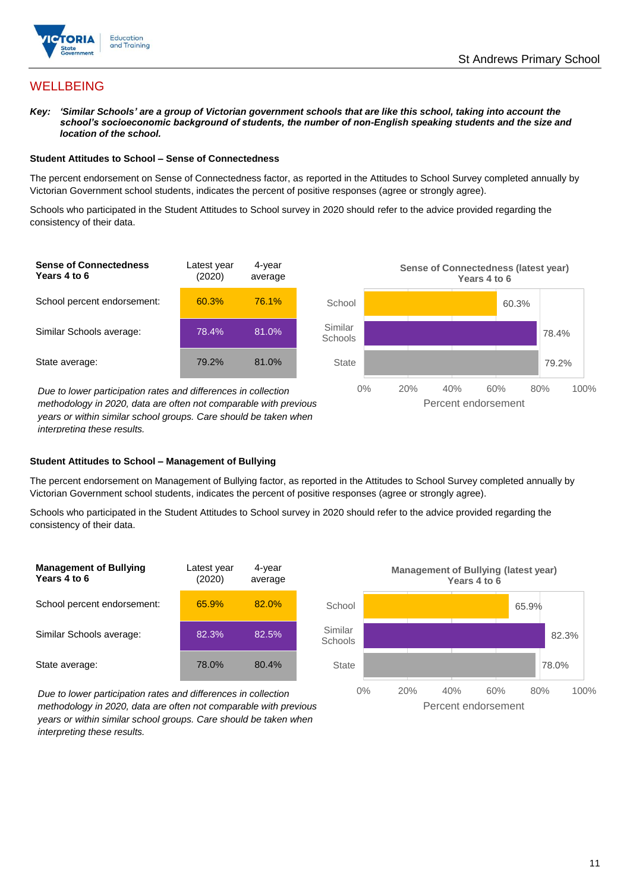## WELLBEING

***Key:*** ***'Similar Schools' are a group of Victorian government schools that are like this school, taking into account the school's socioeconomic background of students, the number of non-English speaking students and the size and location of the school.***

### Student Attitudes to School – Sense of Connectedness

The percent endorsement on Sense of Connectedness factor, as reported in the Attitudes to School Survey completed annually by Victorian Government school students, indicates the percent of positive responses (agree or strongly agree).

Schools who participated in the Student Attitudes to School survey in 2020 should refer to the advice provided regarding the consistency of their data.

| Sense of Connectedness Years 4 to 6 | Latest year (2020) | 4-year average |
|---|---|---|
| School percent endorsement: | 60.3% | 76.1% |
| Similar Schools average: | 78.4% | 81.0% |
| State average: | 79.2% | 81.0% |

*Due to lower participation rates and differences in collection methodology in 2020, data are often not comparable with previous years or within similar school groups. Care should be taken when interpreting these results.*

**Sense of Connectedness (latest year) Years 4 to 6**

| | Percent endorsement |
|---|---|
| School | 60.3% |
| Similar Schools | 78.4% |
| State | 79.2% |

### Student Attitudes to School – Management of Bullying

The percent endorsement on Management of Bullying factor, as reported in the Attitudes to School Survey completed annually by Victorian Government school students, indicates the percent of positive responses (agree or strongly agree).

Schools who participated in the Student Attitudes to School survey in 2020 should refer to the advice provided regarding the consistency of their data.

| Management of Bullying Years 4 to 6 | Latest year (2020) | 4-year average |
|---|---|---|
| School percent endorsement: | 65.9% | 82.0% |
| Similar Schools average: | 82.3% | 82.5% |
| State average: | 78.0% | 80.4% |

*Due to lower participation rates and differences in collection methodology in 2020, data are often not comparable with previous years or within similar school groups. Care should be taken when interpreting these results.*

**Management of Bullying (latest year) Years 4 to 6**

| | Percent endorsement |
|---|---|
| School | 65.9% |
| Similar Schools | 82.3% |
| State | 78.0% |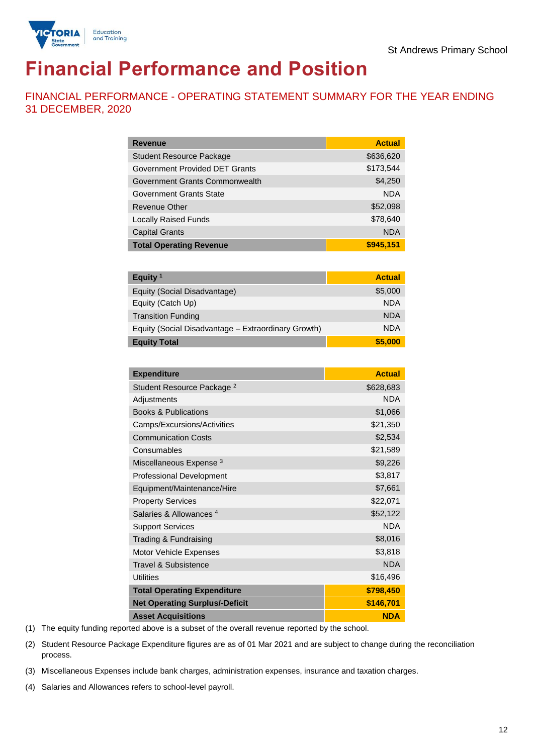St Andrews Primary School

# Financial Performance and Position

## FINANCIAL PERFORMANCE - OPERATING STATEMENT SUMMARY FOR THE YEAR ENDING 31 DECEMBER, 2020

| Revenue | Actual |
|---|---|
| Student Resource Package | $636,620 |
| Government Provided DET Grants | $173,544 |
| Government Grants Commonwealth | $4,250 |
| Government Grants State | NDA |
| Revenue Other | $52,098 |
| Locally Raised Funds | $78,640 |
| Capital Grants | NDA |
| **Total Operating Revenue** | **$945,151** |

| Equity [1] | Actual |
|---|---|
| Equity (Social Disadvantage) | $5,000 |
| Equity (Catch Up) | NDA |
| Transition Funding | NDA |
| Equity (Social Disadvantage – Extraordinary Growth) | NDA |
| **Equity Total** | **$5,000** |

| Expenditure | Actual |
|---|---|
| Student Resource Package [2] | $628,683 |
| Adjustments | NDA |
| Books & Publications | $1,066 |
| Camps/Excursions/Activities | $21,350 |
| Communication Costs | $2,534 |
| Consumables | $21,589 |
| Miscellaneous Expense [3] | $9,226 |
| Professional Development | $3,817 |
| Equipment/Maintenance/Hire | $7,661 |
| Property Services | $22,071 |
| Salaries & Allowances [4] | $52,122 |
| Support Services | NDA |
| Trading & Fundraising | $8,016 |
| Motor Vehicle Expenses | $3,818 |
| Travel & Subsistence | NDA |
| Utilities | $16,496 |
| **Total Operating Expenditure** | **$798,450** |
| **Net Operating Surplus/-Deficit** | **$146,701** |
| **Asset Acquisitions** | **NDA** |

(1) The equity funding reported above is a subset of the overall revenue reported by the school.

(2) Student Resource Package Expenditure figures are as of 01 Mar 2021 and are subject to change during the reconciliation process.

(3) Miscellaneous Expenses include bank charges, administration expenses, insurance and taxation charges.

(4) Salaries and Allowances refers to school-level payroll.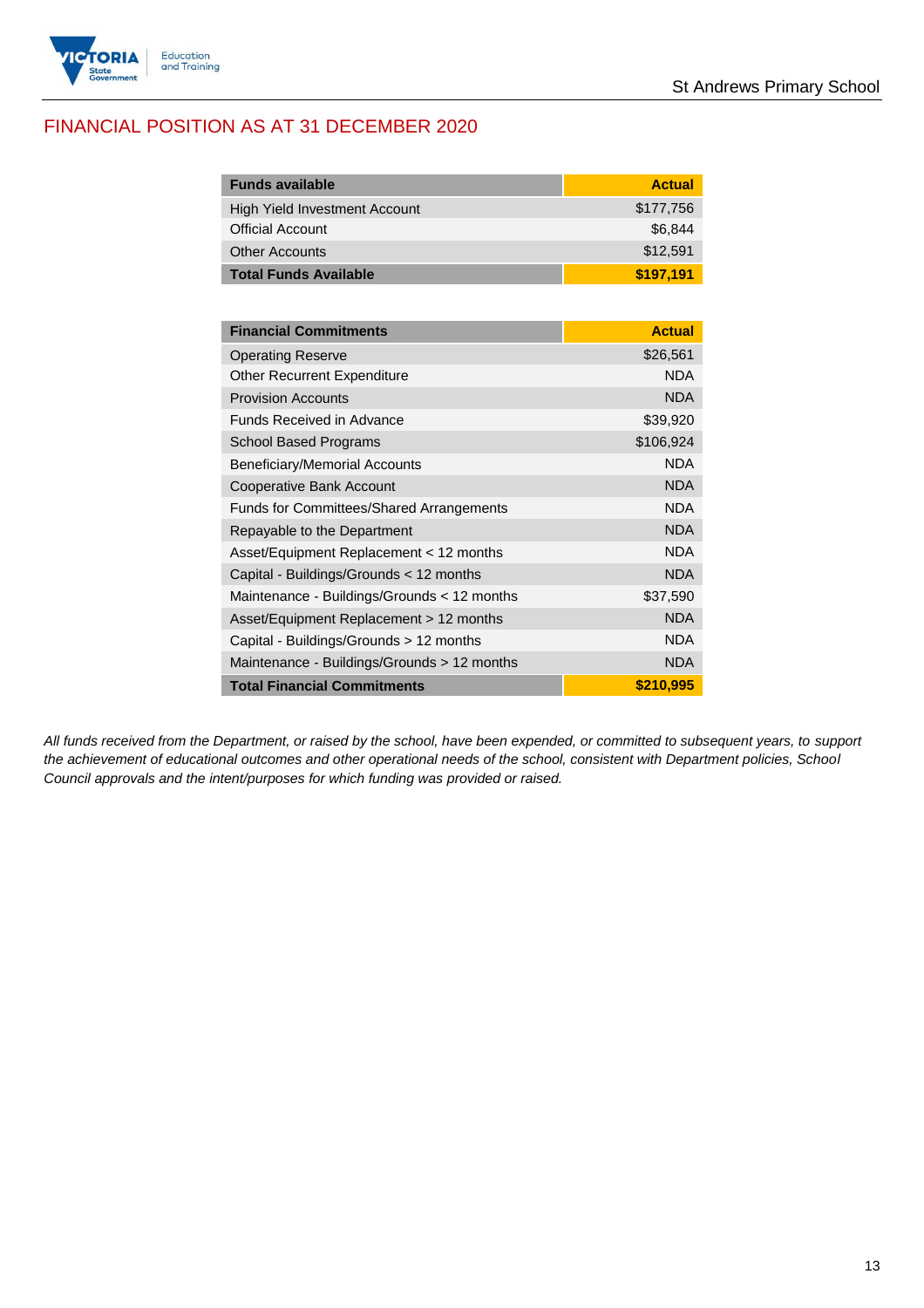# FINANCIAL POSITION AS AT 31 DECEMBER 2020

| Funds available | Actual |
|---|---|
| High Yield Investment Account | $177,756 |
| Official Account | $6,844 |
| Other Accounts | $12,591 |
| **Total Funds Available** | **$197,191** |

| Financial Commitments | Actual |
|---|---|
| Operating Reserve | $26,561 |
| Other Recurrent Expenditure | NDA |
| Provision Accounts | NDA |
| Funds Received in Advance | $39,920 |
| School Based Programs | $106,924 |
| Beneficiary/Memorial Accounts | NDA |
| Cooperative Bank Account | NDA |
| Funds for Committees/Shared Arrangements | NDA |
| Repayable to the Department | NDA |
| Asset/Equipment Replacement < 12 months | NDA |
| Capital - Buildings/Grounds < 12 months | NDA |
| Maintenance - Buildings/Grounds < 12 months | $37,590 |
| Asset/Equipment Replacement > 12 months | NDA |
| Capital - Buildings/Grounds > 12 months | NDA |
| Maintenance - Buildings/Grounds > 12 months | NDA |
| **Total Financial Commitments** | **$210,995** |

*All funds received from the Department, or raised by the school, have been expended, or committed to subsequent years, to support the achievement of educational outcomes and other operational needs of the school, consistent with Department policies, School Council approvals and the intent/purposes for which funding was provided or raised.*